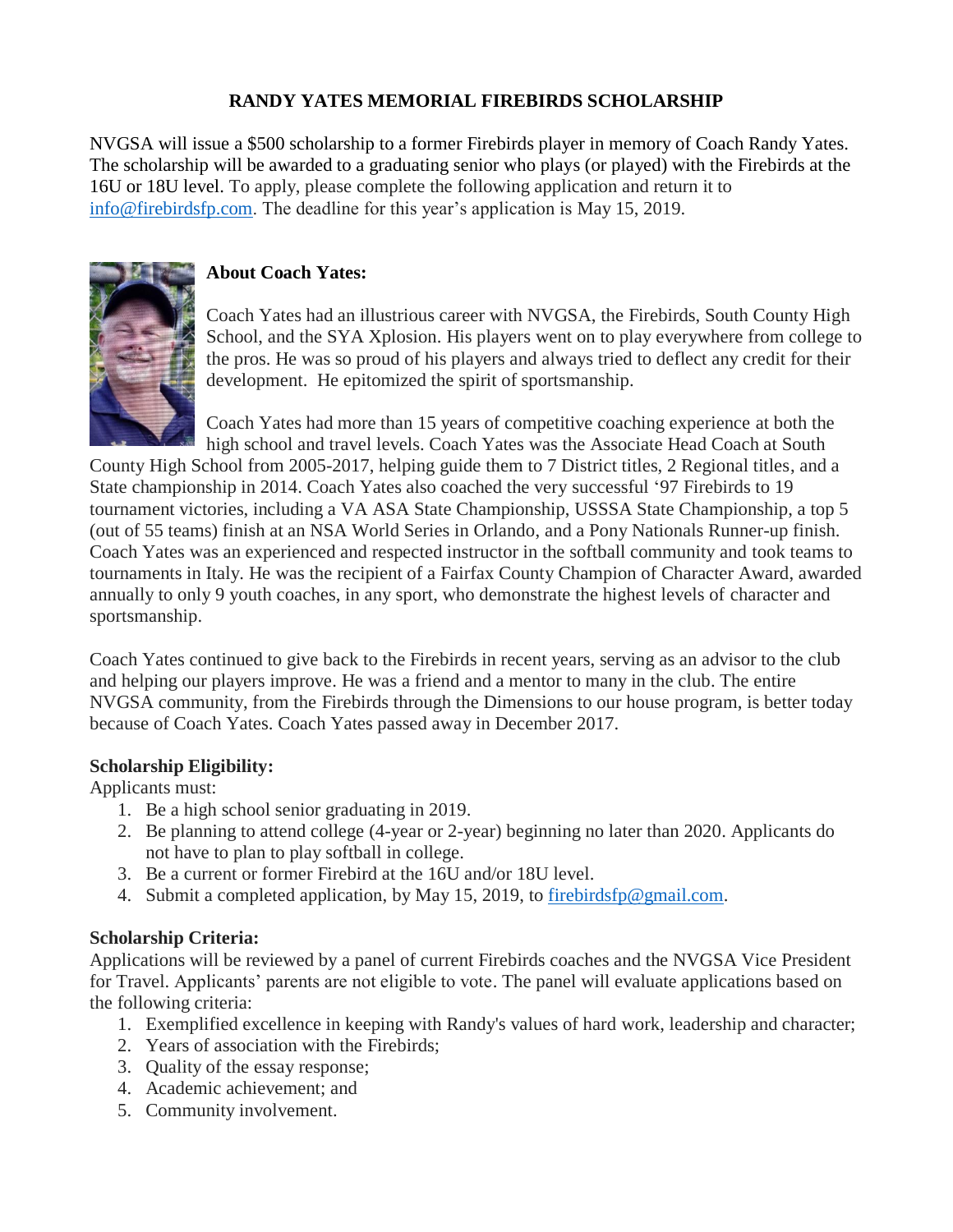# RANDY YATES MEMORIAL FIREBIRDS SCHOLARSHIP

NVGSA will issue a $500 scholarship to a former Firebirds player in memory of Coach Randy Yates. The scholarship will be awarded to a graduating senior who plays (or played) with the Firebirds at the 16U or 18U level. To apply, please complete the following application and return it to info@firebirdsfp.com. The deadline for this year's application is May 15, 2019.

## About Coach Yates:

Coach Yates had an illustrious career with NVGSA, the Firebirds, South County High School, and the SYA Xplosion. His players went on to play everywhere from college to the pros. He was so proud of his players and always tried to deflect any credit for their development. He epitomized the spirit of sportsmanship.

Coach Yates had more than 15 years of competitive coaching experience at both the high school and travel levels. Coach Yates was the Associate Head Coach at South County High School from 2005-2017, helping guide them to 7 District titles, 2 Regional titles, and a State championship in 2014. Coach Yates also coached the very successful '97 Firebirds to 19 tournament victories, including a VA ASA State Championship, USSSA State Championship, a top 5 (out of 55 teams) finish at an NSA World Series in Orlando, and a Pony Nationals Runner-up finish. Coach Yates was an experienced and respected instructor in the softball community and took teams to tournaments in Italy. He was the recipient of a Fairfax County Champion of Character Award, awarded annually to only 9 youth coaches, in any sport, who demonstrate the highest levels of character and sportsmanship.

Coach Yates continued to give back to the Firebirds in recent years, serving as an advisor to the club and helping our players improve. He was a friend and a mentor to many in the club. The entire NVGSA community, from the Firebirds through the Dimensions to our house program, is better today because of Coach Yates. Coach Yates passed away in December 2017.

## Scholarship Eligibility:

Applicants must:

1. Be a high school senior graduating in 2019.
2. Be planning to attend college (4-year or 2-year) beginning no later than 2020. Applicants do not have to plan to play softball in college.
3. Be a current or former Firebird at the 16U and/or 18U level.
4. Submit a completed application, by May 15, 2019, to firebirdsfp@gmail.com.

## Scholarship Criteria:

Applications will be reviewed by a panel of current Firebirds coaches and the NVGSA Vice President for Travel. Applicants' parents are not eligible to vote. The panel will evaluate applications based on the following criteria:

1. Exemplified excellence in keeping with Randy's values of hard work, leadership and character;
2. Years of association with the Firebirds;
3. Quality of the essay response;
4. Academic achievement; and
5. Community involvement.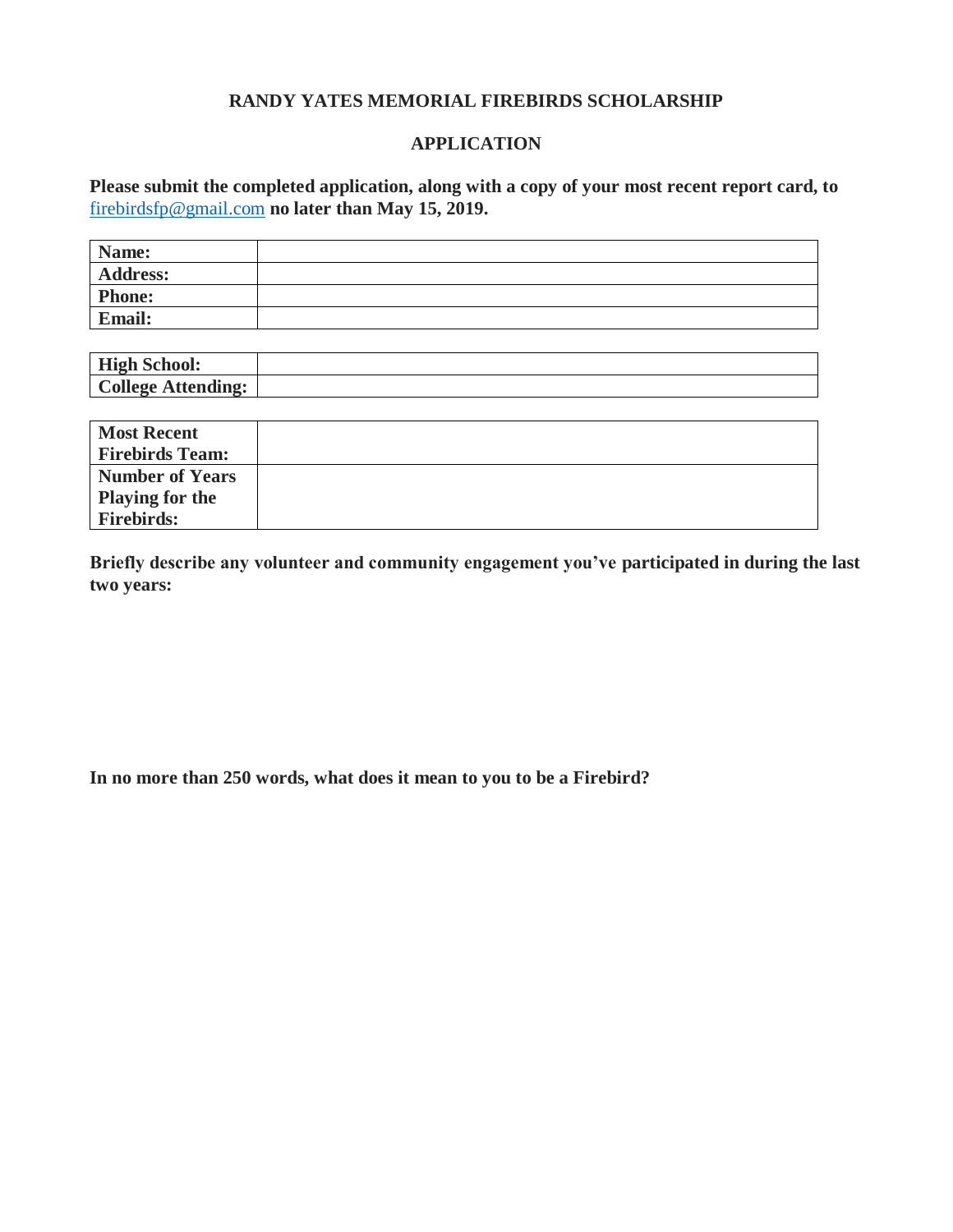**RANDY YATES MEMORIAL FIREBIRDS SCHOLARSHIP**

**APPLICATION**

**Please submit the completed application, along with a copy of your most recent report card, to** firebirdsfp@gmail.com **no later than May 15, 2019.**

| | |
|---|---|
| **Name:** | |
| **Address:** | |
| **Phone:** | |
| **Email:** | |

| | |
|---|---|
| **High School:** | |
| **College Attending:** | |

| | |
|---|---|
| **Most Recent Firebirds Team:** | |
| **Number of Years Playing for the Firebirds:** | |

**Briefly describe any volunteer and community engagement you've participated in during the last two years:**

**In no more than 250 words, what does it mean to you to be a Firebird?**